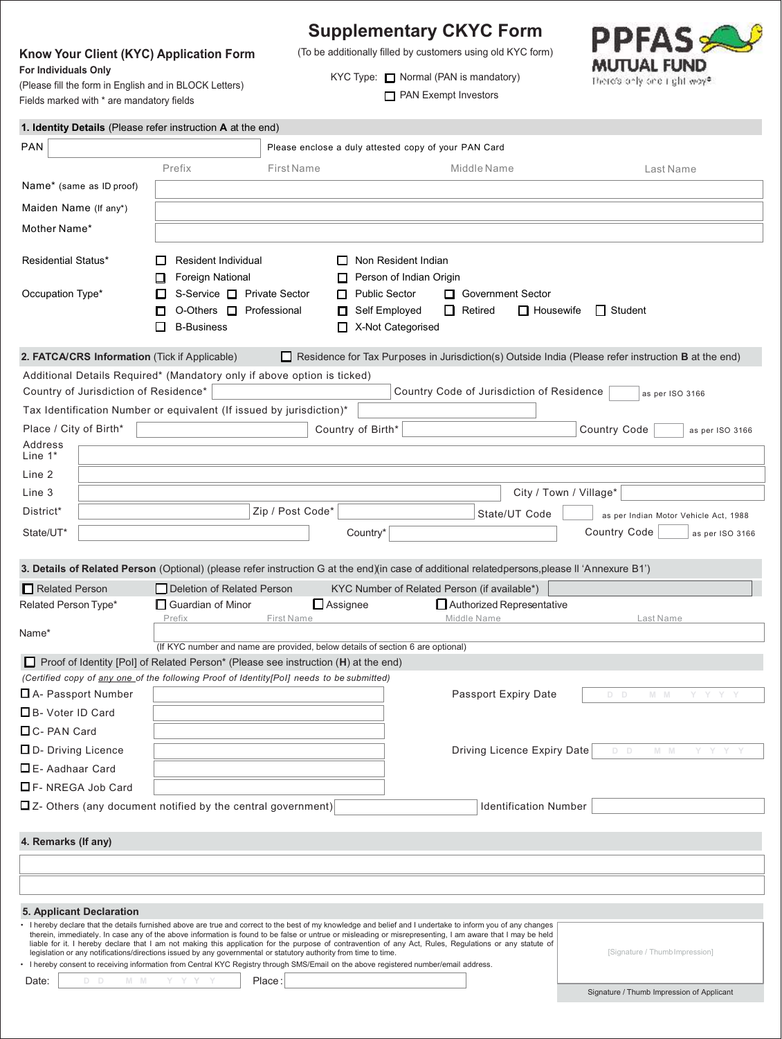# Supplementary CKYC Form

(To be additionally filled by customers using old KYC form)

**PPFAS MUTUAL FUND**
There's only one right way®

## Know Your Client (KYC) Application Form

**For Individuals Only**

(Please fill the form in English and in BLOCK Letters)

Fields marked with * are mandatory fields

KYC Type: ☐ Normal (PAN is mandatory) ☐ PAN Exempt Investors

### 1. Identity Details (Please refer instruction A at the end)

PAN: ________ Please enclose a duly attested copy of your PAN Card

| | Prefix | First Name | Middle Name | Last Name |
|---|---|---|---|---|
| Name* (same as ID proof) | | | | |
| Maiden Name (If any*) | | | | |
| Mother Name* | | | | |

Residential Status*: ☐ Resident Individual ☐ Non Resident Indian ☐ Foreign National ☐ Person of Indian Origin

Occupation Type*: ☐ S-Service ☐ Private Sector ☐ Public Sector ☐ Government Sector ☐ O-Others ☐ Professional ☐ Self Employed ☐ Retired ☐ Housewife ☐ Student ☐ B-Business ☐ X-Not Categorised

### 2. FATCA/CRS Information (Tick if Applicable)

☐ Residence for Tax Purposes in Jurisdiction(s) Outside India (Please refer instruction B at the end)

Additional Details Required* (Mandatory only if above option is ticked)

Country of Jurisdiction of Residence* ________ Country Code of Jurisdiction of Residence ____ as per ISO 3166

Tax Identification Number or equivalent (If issued by jurisdiction)* ________

Place / City of Birth* ________ Country of Birth* ________ Country Code ____ as per ISO 3166

Address Line 1* ________

Line 2 ________

Line 3 ________ City / Town / Village* ________

District* ________ Zip / Post Code* ________ State/UT Code ____ as per Indian Motor Vehicle Act, 1988

State/UT* ________ Country* ________ Country Code ____ as per ISO 3166

### 3. Details of Related Person (Optional) (please refer instruction G at the end)(in case of additional relatedpersons,please ll 'Annexure B1')

☐ Related Person ☐ Deletion of Related Person KYC Number of Related Person (if available*) ________

Related Person Type*: ☐ Guardian of Minor ☐ Assignee ☐ Authorized Representative

| | Prefix | First Name | Middle Name | Last Name |
|---|---|---|---|---|
| Name* | | | | |

(If KYC number and name are provided, below details of section 6 are optional)

☐ Proof of Identity [PoI] of Related Person* (Please see instruction (H) at the end)

*(Certified copy of any one of the following Proof of Identity[PoI] needs to be submitted)*

☐ A- Passport Number ________ Passport Expiry Date D D M M Y Y Y Y

☐ B- Voter ID Card ________

☐ C- PAN Card ________

☐ D- Driving Licence ________ Driving Licence Expiry Date D D M M Y Y Y Y

☐ E- Aadhaar Card ________

☐ F- NREGA Job Card ________

☐ Z- Others (any document notified by the central government) ________ Identification Number ________

### 4. Remarks (If any)

________

________

### 5. Applicant Declaration

- I hereby declare that the details furnished above are true and correct to the best of my knowledge and belief and I undertake to inform you of any changes therein, immediately. In case any of the above information is found to be false or untrue or misleading or misrepresenting, I am aware that I may be held liable for it. I hereby declare that I am not making this application for the purpose of contravention of any Act, Rules, Regulations or any statute of legislation or any notifications/directions issued by any governmental or statutory authority from time to time.
- I hereby consent to receiving information from Central KYC Registry through SMS/Email on the above registered number/email address.

Date: D D M M Y Y Y Y Place: ________

[Signature / Thumb Impression]

Signature / Thumb Impression of Applicant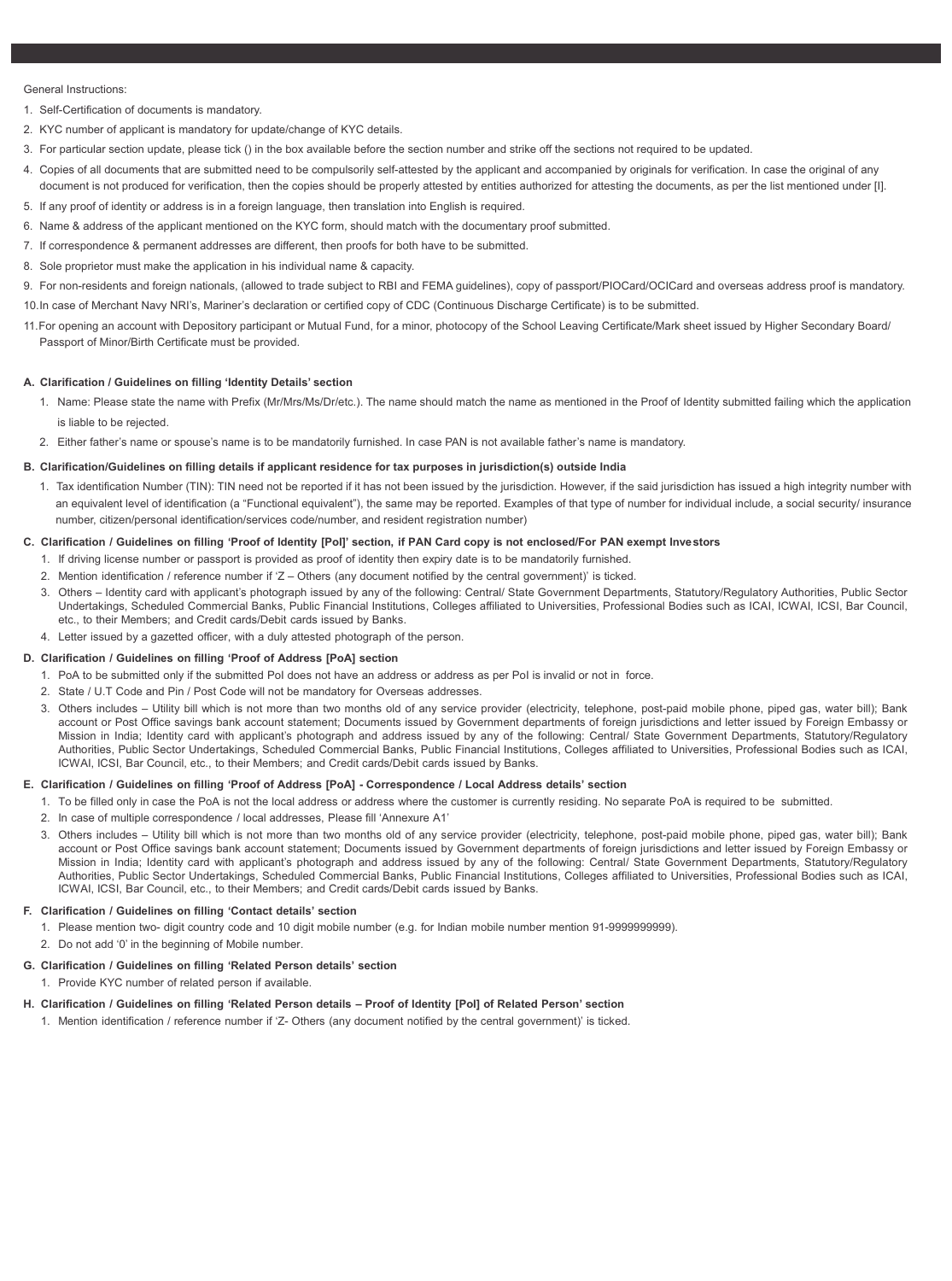General Instructions:

1. Self-Certification of documents is mandatory.
2. KYC number of applicant is mandatory for update/change of KYC details.
3. For particular section update, please tick () in the box available before the section number and strike off the sections not required to be updated.
4. Copies of all documents that are submitted need to be compulsorily self-attested by the applicant and accompanied by originals for verification. In case the original of any document is not produced for verification, then the copies should be properly attested by entities authorized for attesting the documents, as per the list mentioned under [I].
5. If any proof of identity or address is in a foreign language, then translation into English is required.
6. Name & address of the applicant mentioned on the KYC form, should match with the documentary proof submitted.
7. If correspondence & permanent addresses are different, then proofs for both have to be submitted.
8. Sole proprietor must make the application in his individual name & capacity.
9. For non-residents and foreign nationals, (allowed to trade subject to RBI and FEMA guidelines), copy of passport/PIOCard/OCICard and overseas address proof is mandatory.
10. In case of Merchant Navy NRI's, Mariner's declaration or certified copy of CDC (Continuous Discharge Certificate) is to be submitted.
11. For opening an account with Depository participant or Mutual Fund, for a minor, photocopy of the School Leaving Certificate/Mark sheet issued by Higher Secondary Board/ Passport of Minor/Birth Certificate must be provided.

**A. Clarification / Guidelines on filling 'Identity Details' section**

1. Name: Please state the name with Prefix (Mr/Mrs/Ms/Dr/etc.). The name should match the name as mentioned in the Proof of Identity submitted failing which the application is liable to be rejected.
2. Either father's name or spouse's name is to be mandatorily furnished. In case PAN is not available father's name is mandatory.

**B. Clarification/Guidelines on filling details if applicant residence for tax purposes in jurisdiction(s) outside India**

1. Tax identification Number (TIN): TIN need not be reported if it has not been issued by the jurisdiction. However, if the said jurisdiction has issued a high integrity number with an equivalent level of identification (a "Functional equivalent"), the same may be reported. Examples of that type of number for individual include, a social security/ insurance number, citizen/personal identification/services code/number, and resident registration number)

**C. Clarification / Guidelines on filling 'Proof of Identity [PoI]' section, if PAN Card copy is not enclosed/For PAN exempt Investors**

1. If driving license number or passport is provided as proof of identity then expiry date is to be mandatorily furnished.
2. Mention identification / reference number if 'Z – Others (any document notified by the central government)' is ticked.
3. Others – Identity card with applicant's photograph issued by any of the following: Central/ State Government Departments, Statutory/Regulatory Authorities, Public Sector Undertakings, Scheduled Commercial Banks, Public Financial Institutions, Colleges affiliated to Universities, Professional Bodies such as ICAI, ICWAI, ICSI, Bar Council, etc., to their Members; and Credit cards/Debit cards issued by Banks.
4. Letter issued by a gazetted officer, with a duly attested photograph of the person.

**D. Clarification / Guidelines on filling 'Proof of Address [PoA] section**

1. PoA to be submitted only if the submitted PoI does not have an address or address as per PoI is invalid or not in force.
2. State / U.T Code and Pin / Post Code will not be mandatory for Overseas addresses.
3. Others includes – Utility bill which is not more than two months old of any service provider (electricity, telephone, post-paid mobile phone, piped gas, water bill); Bank account or Post Office savings bank account statement; Documents issued by Government departments of foreign jurisdictions and letter issued by Foreign Embassy or Mission in India; Identity card with applicant's photograph and address issued by any of the following: Central/ State Government Departments, Statutory/Regulatory Authorities, Public Sector Undertakings, Scheduled Commercial Banks, Public Financial Institutions, Colleges affiliated to Universities, Professional Bodies such as ICAI, ICWAI, ICSI, Bar Council, etc., to their Members; and Credit cards/Debit cards issued by Banks.

**E. Clarification / Guidelines on filling 'Proof of Address [PoA] - Correspondence / Local Address details' section**

1. To be filled only in case the PoA is not the local address or address where the customer is currently residing. No separate PoA is required to be submitted.
2. In case of multiple correspondence / local addresses, Please fill 'Annexure A1'
3. Others includes – Utility bill which is not more than two months old of any service provider (electricity, telephone, post-paid mobile phone, piped gas, water bill); Bank account or Post Office savings bank account statement; Documents issued by Government departments of foreign jurisdictions and letter issued by Foreign Embassy or Mission in India; Identity card with applicant's photograph and address issued by any of the following: Central/ State Government Departments, Statutory/Regulatory Authorities, Public Sector Undertakings, Scheduled Commercial Banks, Public Financial Institutions, Colleges affiliated to Universities, Professional Bodies such as ICAI, ICWAI, ICSI, Bar Council, etc., to their Members; and Credit cards/Debit cards issued by Banks.

**F. Clarification / Guidelines on filling 'Contact details' section**

1. Please mention two- digit country code and 10 digit mobile number (e.g. for Indian mobile number mention 91-9999999999).
2. Do not add '0' in the beginning of Mobile number.

**G. Clarification / Guidelines on filling 'Related Person details' section**

1. Provide KYC number of related person if available.

**H. Clarification / Guidelines on filling 'Related Person details – Proof of Identity [PoI] of Related Person' section**

1. Mention identification / reference number if 'Z- Others (any document notified by the central government)' is ticked.